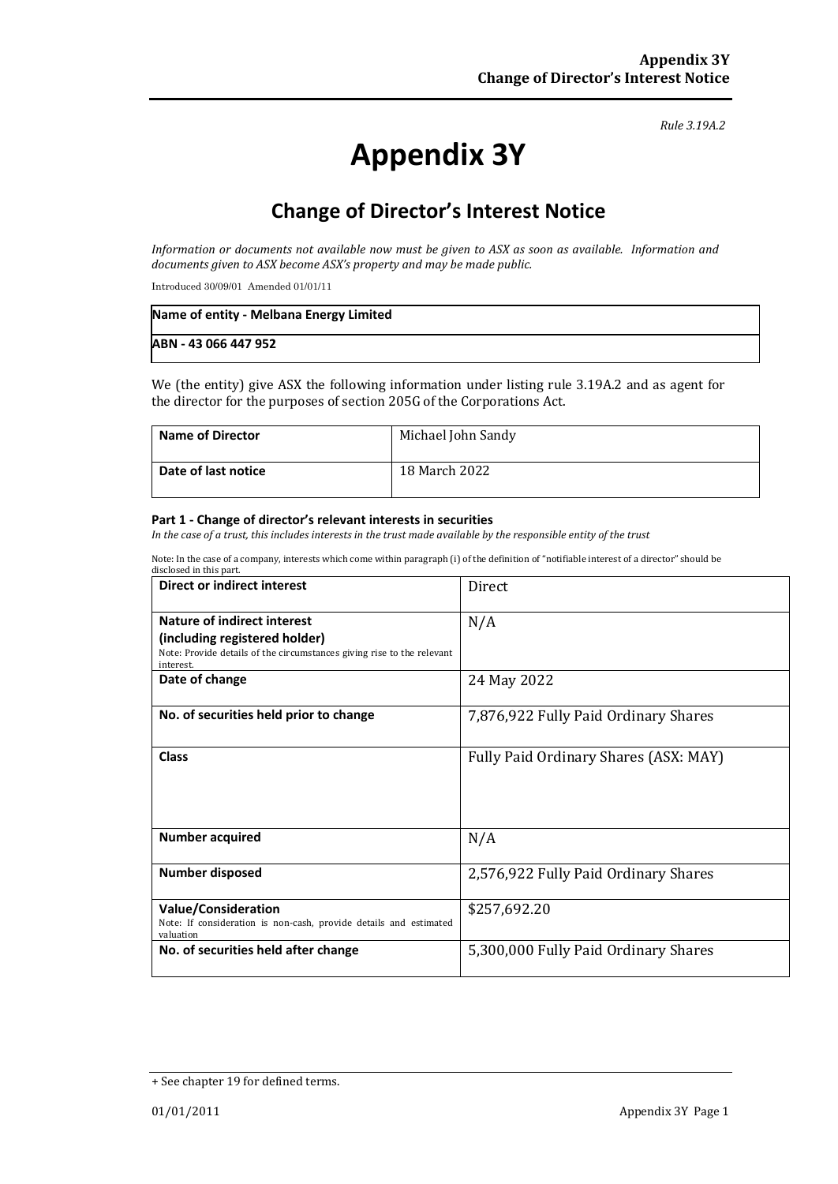*Rule 3.19A.2*

# Appendix 3Y

## Change of Director's Interest Notice

*Information or documents not available now must be given to ASX as soon as available. Information and documents given to ASX become ASX's property and may be made public.*

Introduced 30/09/01 Amended 01/01/11

| **Name of entity - Melbana Energy Limited** |
|---|
| **ABN - 43 066 447 952** |

We (the entity) give ASX the following information under listing rule 3.19A.2 and as agent for the director for the purposes of section 205G of the Corporations Act.

| **Name of Director** | Michael John Sandy |
|---|---|
| **Date of last notice** | 18 March 2022 |

#### Part 1 - Change of director's relevant interests in securities

*In the case of a trust, this includes interests in the trust made available by the responsible entity of the trust*

Note: In the case of a company, interests which come within paragraph (i) of the definition of "notifiable interest of a director" should be disclosed in this part.

| **Direct or indirect interest** | Direct |
|---|---|
| **Nature of indirect interest (including registered holder)** Note: Provide details of the circumstances giving rise to the relevant interest. | N/A |
| **Date of change** | 24 May 2022 |
| **No. of securities held prior to change** | 7,876,922 Fully Paid Ordinary Shares |
| **Class** | Fully Paid Ordinary Shares (ASX: MAY) |
| **Number acquired** | N/A |
| **Number disposed** | 2,576,922 Fully Paid Ordinary Shares |
| **Value/Consideration** Note: If consideration is non-cash, provide details and estimated valuation | $257,692.20 |
| **No. of securities held after change** | 5,300,000 Fully Paid Ordinary Shares |

+ See chapter 19 for defined terms.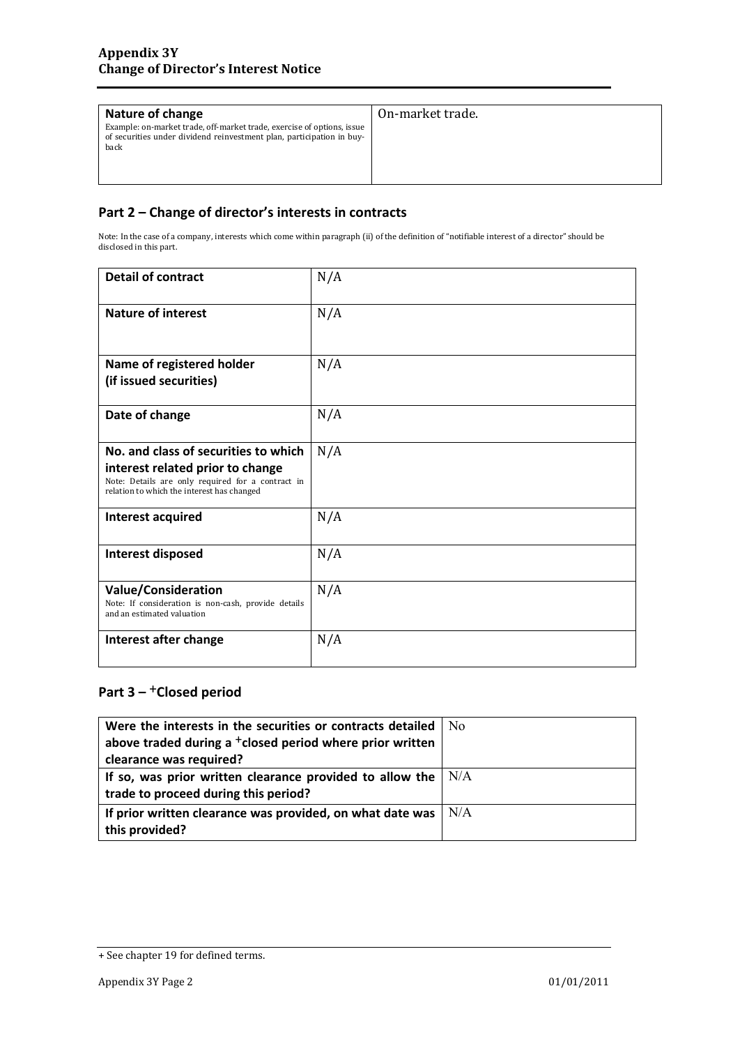| | |
|---|---|
| **Nature of change**<br>Example: on-market trade, off-market trade, exercise of options, issue of securities under dividend reinvestment plan, participation in buy-back | On-market trade. |

## Part 2 – Change of director's interests in contracts

Note: In the case of a company, interests which come within paragraph (ii) of the definition of "notifiable interest of a director" should be disclosed in this part.

| | |
|---|---|
| **Detail of contract** | N/A |
| **Nature of interest** | N/A |
| **Name of registered holder (if issued securities)** | N/A |
| **Date of change** | N/A |
| **No. and class of securities to which interest related prior to change**<br>Note: Details are only required for a contract in relation to which the interest has changed | N/A |
| **Interest acquired** | N/A |
| **Interest disposed** | N/A |
| **Value/Consideration**<br>Note: If consideration is non-cash, provide details and an estimated valuation | N/A |
| **Interest after change** | N/A |

## Part 3 – +Closed period

| | |
|---|---|
| **Were the interests in the securities or contracts detailed above traded during a +closed period where prior written clearance was required?** | No |
| **If so, was prior written clearance provided to allow the trade to proceed during this period?** | N/A |
| **If prior written clearance was provided, on what date was this provided?** | N/A |

+ See chapter 19 for defined terms.